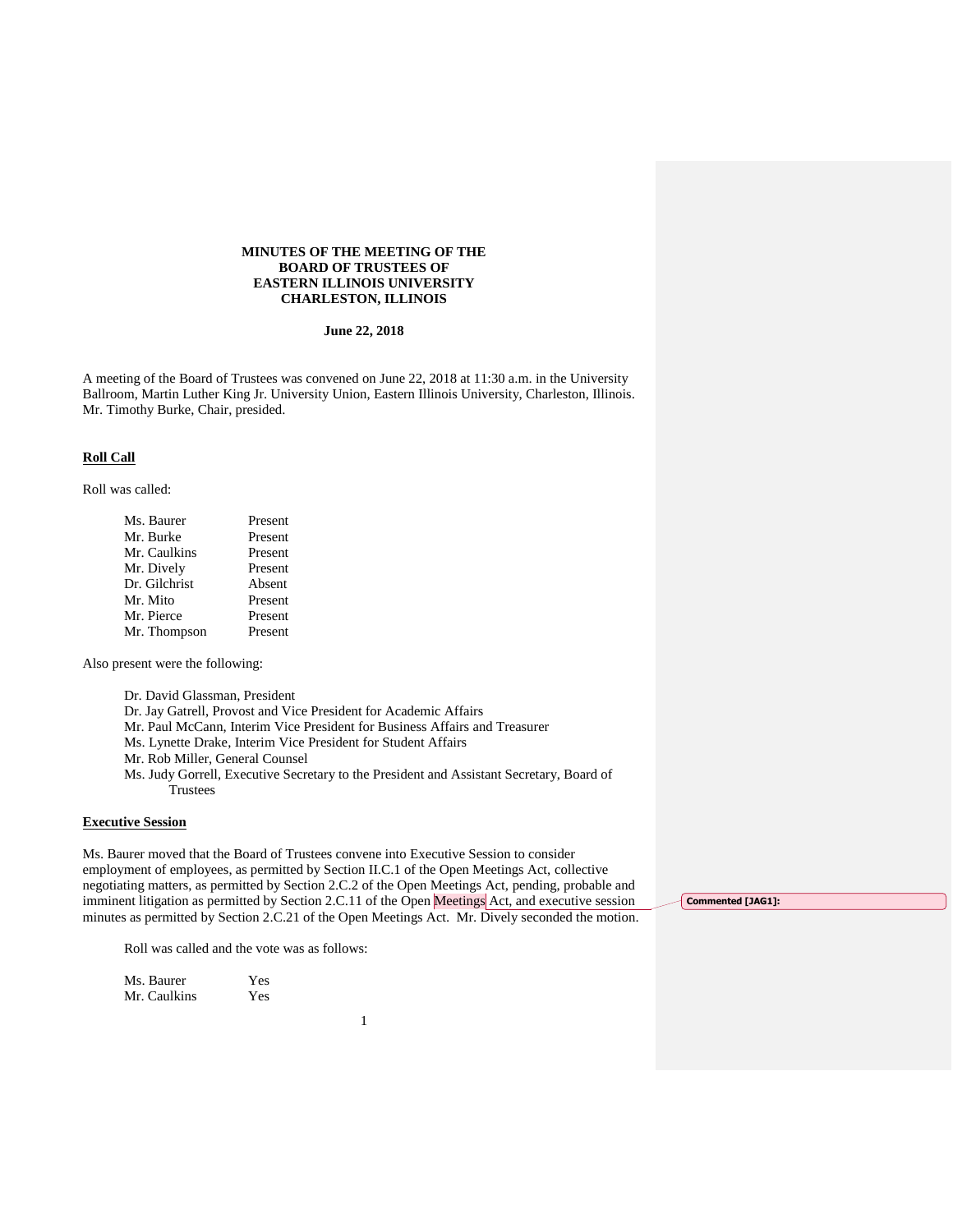**MINUTES OF THE MEETING OF THE BOARD OF TRUSTEES OF EASTERN ILLINOIS UNIVERSITY CHARLESTON, ILLINOIS**

**June 22, 2018**

A meeting of the Board of Trustees was convened on June 22, 2018 at 11:30 a.m. in the University Ballroom, Martin Luther King Jr. University Union, Eastern Illinois University, Charleston, Illinois. Mr. Timothy Burke, Chair, presided.

## Roll Call

Roll was called:

| | |
|---|---|
| Ms. Baurer | Present |
| Mr. Burke | Present |
| Mr. Caulkins | Present |
| Mr. Dively | Present |
| Dr. Gilchrist | Absent |
| Mr. Mito | Present |
| Mr. Pierce | Present |
| Mr. Thompson | Present |

Also present were the following:

- Dr. David Glassman, President
- Dr. Jay Gatrell, Provost and Vice President for Academic Affairs
- Mr. Paul McCann, Interim Vice President for Business Affairs and Treasurer
- Ms. Lynette Drake, Interim Vice President for Student Affairs
- Mr. Rob Miller, General Counsel
- Ms. Judy Gorrell, Executive Secretary to the President and Assistant Secretary, Board of Trustees

## Executive Session

Ms. Baurer moved that the Board of Trustees convene into Executive Session to consider employment of employees, as permitted by Section II.C.1 of the Open Meetings Act, collective negotiating matters, as permitted by Section 2.C.2 of the Open Meetings Act, pending, probable and imminent litigation as permitted by Section 2.C.11 of the Open Meetings Act, and executive session minutes as permitted by Section 2.C.21 of the Open Meetings Act. Mr. Dively seconded the motion.

Commented [JAG1]:

Roll was called and the vote was as follows:

| | |
|---|---|
| Ms. Baurer | Yes |
| Mr. Caulkins | Yes |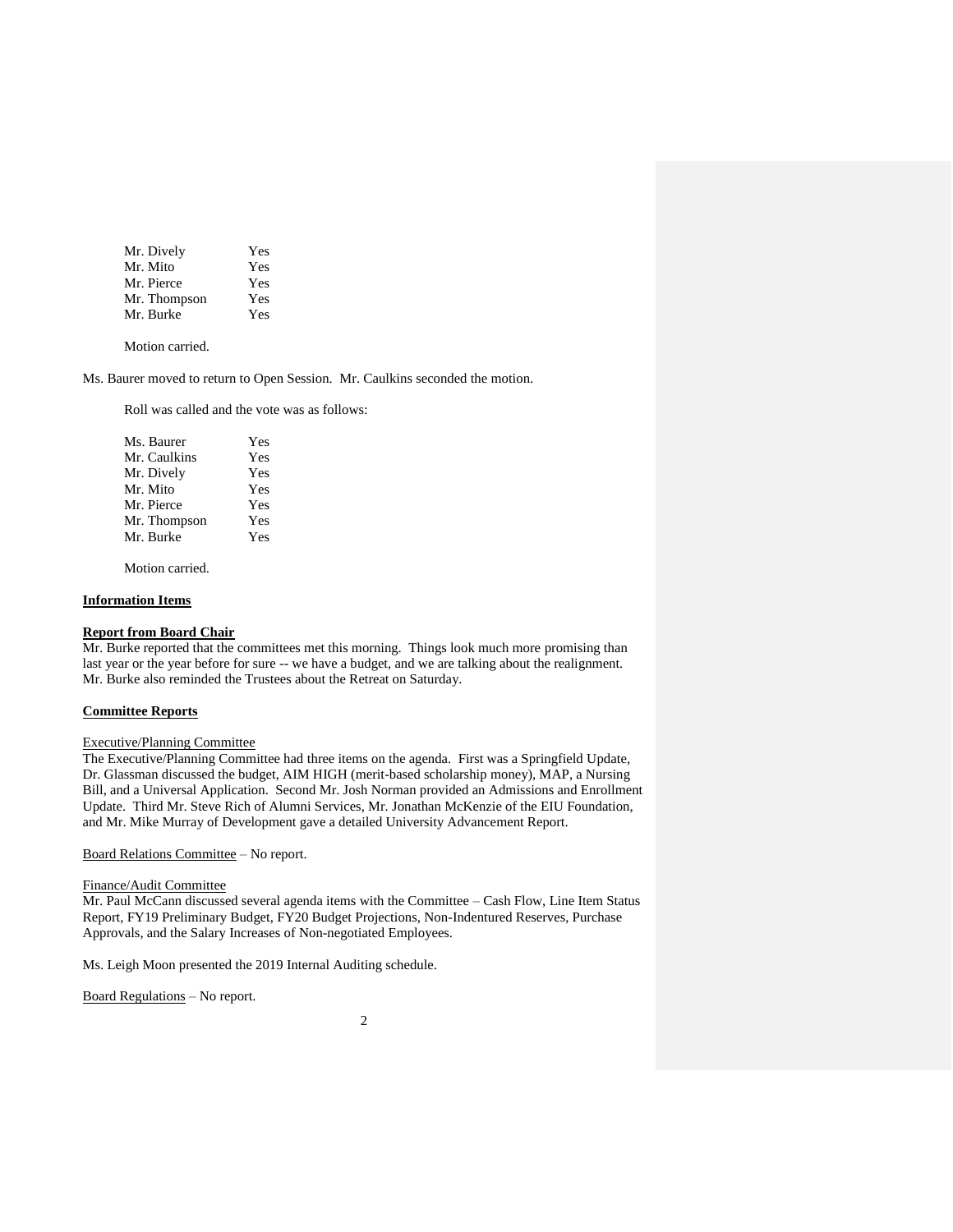| | |
|---|---|
| Mr. Dively | Yes |
| Mr. Mito | Yes |
| Mr. Pierce | Yes |
| Mr. Thompson | Yes |
| Mr. Burke | Yes |

Motion carried.

Ms. Baurer moved to return to Open Session. Mr. Caulkins seconded the motion.

Roll was called and the vote was as follows:

| | |
|---|---|
| Ms. Baurer | Yes |
| Mr. Caulkins | Yes |
| Mr. Dively | Yes |
| Mr. Mito | Yes |
| Mr. Pierce | Yes |
| Mr. Thompson | Yes |
| Mr. Burke | Yes |

Motion carried.

**Information Items**

**Report from Board Chair**

Mr. Burke reported that the committees met this morning. Things look much more promising than last year or the year before for sure -- we have a budget, and we are talking about the realignment. Mr. Burke also reminded the Trustees about the Retreat on Saturday.

**Committee Reports**

Executive/Planning Committee

The Executive/Planning Committee had three items on the agenda. First was a Springfield Update, Dr. Glassman discussed the budget, AIM HIGH (merit-based scholarship money), MAP, a Nursing Bill, and a Universal Application. Second Mr. Josh Norman provided an Admissions and Enrollment Update. Third Mr. Steve Rich of Alumni Services, Mr. Jonathan McKenzie of the EIU Foundation, and Mr. Mike Murray of Development gave a detailed University Advancement Report.

Board Relations Committee – No report.

Finance/Audit Committee

Mr. Paul McCann discussed several agenda items with the Committee – Cash Flow, Line Item Status Report, FY19 Preliminary Budget, FY20 Budget Projections, Non-Indentured Reserves, Purchase Approvals, and the Salary Increases of Non-negotiated Employees.

Ms. Leigh Moon presented the 2019 Internal Auditing schedule.

Board Regulations – No report.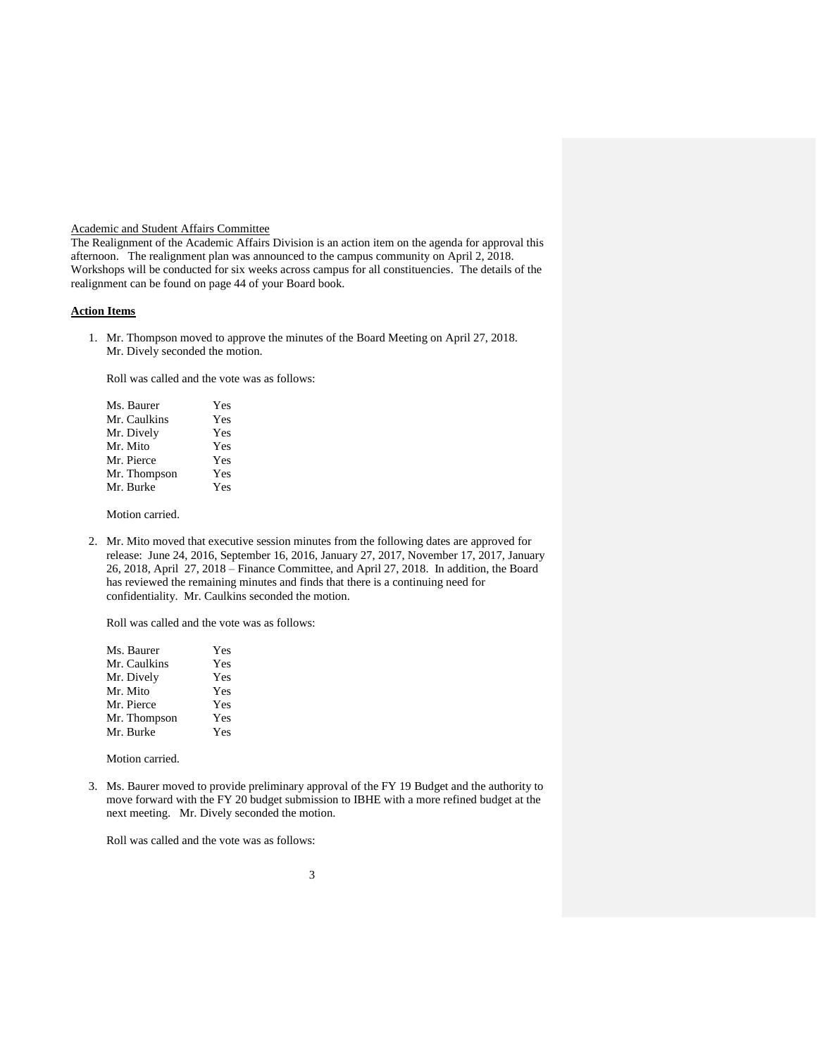Academic and Student Affairs Committee

The Realignment of the Academic Affairs Division is an action item on the agenda for approval this afternoon. The realignment plan was announced to the campus community on April 2, 2018. Workshops will be conducted for six weeks across campus for all constituencies. The details of the realignment can be found on page 44 of your Board book.

**Action Items**

1. Mr. Thompson moved to approve the minutes of the Board Meeting on April 27, 2018. Mr. Dively seconded the motion.

   Roll was called and the vote was as follows:

   | | |
   |---|---|
   | Ms. Baurer | Yes |
   | Mr. Caulkins | Yes |
   | Mr. Dively | Yes |
   | Mr. Mito | Yes |
   | Mr. Pierce | Yes |
   | Mr. Thompson | Yes |
   | Mr. Burke | Yes |

   Motion carried.

2. Mr. Mito moved that executive session minutes from the following dates are approved for release: June 24, 2016, September 16, 2016, January 27, 2017, November 17, 2017, January 26, 2018, April 27, 2018 – Finance Committee, and April 27, 2018. In addition, the Board has reviewed the remaining minutes and finds that there is a continuing need for confidentiality. Mr. Caulkins seconded the motion.

   Roll was called and the vote was as follows:

   | | |
   |---|---|
   | Ms. Baurer | Yes |
   | Mr. Caulkins | Yes |
   | Mr. Dively | Yes |
   | Mr. Mito | Yes |
   | Mr. Pierce | Yes |
   | Mr. Thompson | Yes |
   | Mr. Burke | Yes |

   Motion carried.

3. Ms. Baurer moved to provide preliminary approval of the FY 19 Budget and the authority to move forward with the FY 20 budget submission to IBHE with a more refined budget at the next meeting. Mr. Dively seconded the motion.

   Roll was called and the vote was as follows: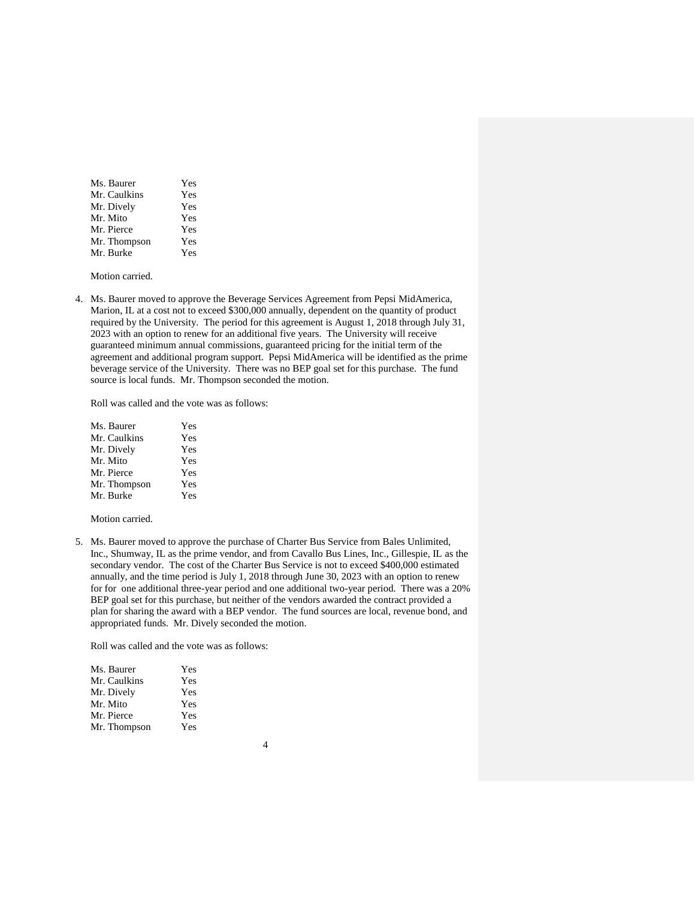| | |
|---|---|
| Ms. Baurer | Yes |
| Mr. Caulkins | Yes |
| Mr. Dively | Yes |
| Mr. Mito | Yes |
| Mr. Pierce | Yes |
| Mr. Thompson | Yes |
| Mr. Burke | Yes |

Motion carried.

4. Ms. Baurer moved to approve the Beverage Services Agreement from Pepsi MidAmerica, Marion, IL at a cost not to exceed $300,000 annually, dependent on the quantity of product required by the University. The period for this agreement is August 1, 2018 through July 31, 2023 with an option to renew for an additional five years. The University will receive guaranteed minimum annual commissions, guaranteed pricing for the initial term of the agreement and additional program support. Pepsi MidAmerica will be identified as the prime beverage service of the University. There was no BEP goal set for this purchase. The fund source is local funds. Mr. Thompson seconded the motion.

   Roll was called and the vote was as follows:

   | | |
   |---|---|
   | Ms. Baurer | Yes |
   | Mr. Caulkins | Yes |
   | Mr. Dively | Yes |
   | Mr. Mito | Yes |
   | Mr. Pierce | Yes |
   | Mr. Thompson | Yes |
   | Mr. Burke | Yes |

   Motion carried.

5. Ms. Baurer moved to approve the purchase of Charter Bus Service from Bales Unlimited, Inc., Shumway, IL as the prime vendor, and from Cavallo Bus Lines, Inc., Gillespie, IL as the secondary vendor. The cost of the Charter Bus Service is not to exceed $400,000 estimated annually, and the time period is July 1, 2018 through June 30, 2023 with an option to renew for for one additional three-year period and one additional two-year period. There was a 20% BEP goal set for this purchase, but neither of the vendors awarded the contract provided a plan for sharing the award with a BEP vendor. The fund sources are local, revenue bond, and appropriated funds. Mr. Dively seconded the motion.

   Roll was called and the vote was as follows:

   | | |
   |---|---|
   | Ms. Baurer | Yes |
   | Mr. Caulkins | Yes |
   | Mr. Dively | Yes |
   | Mr. Mito | Yes |
   | Mr. Pierce | Yes |
   | Mr. Thompson | Yes |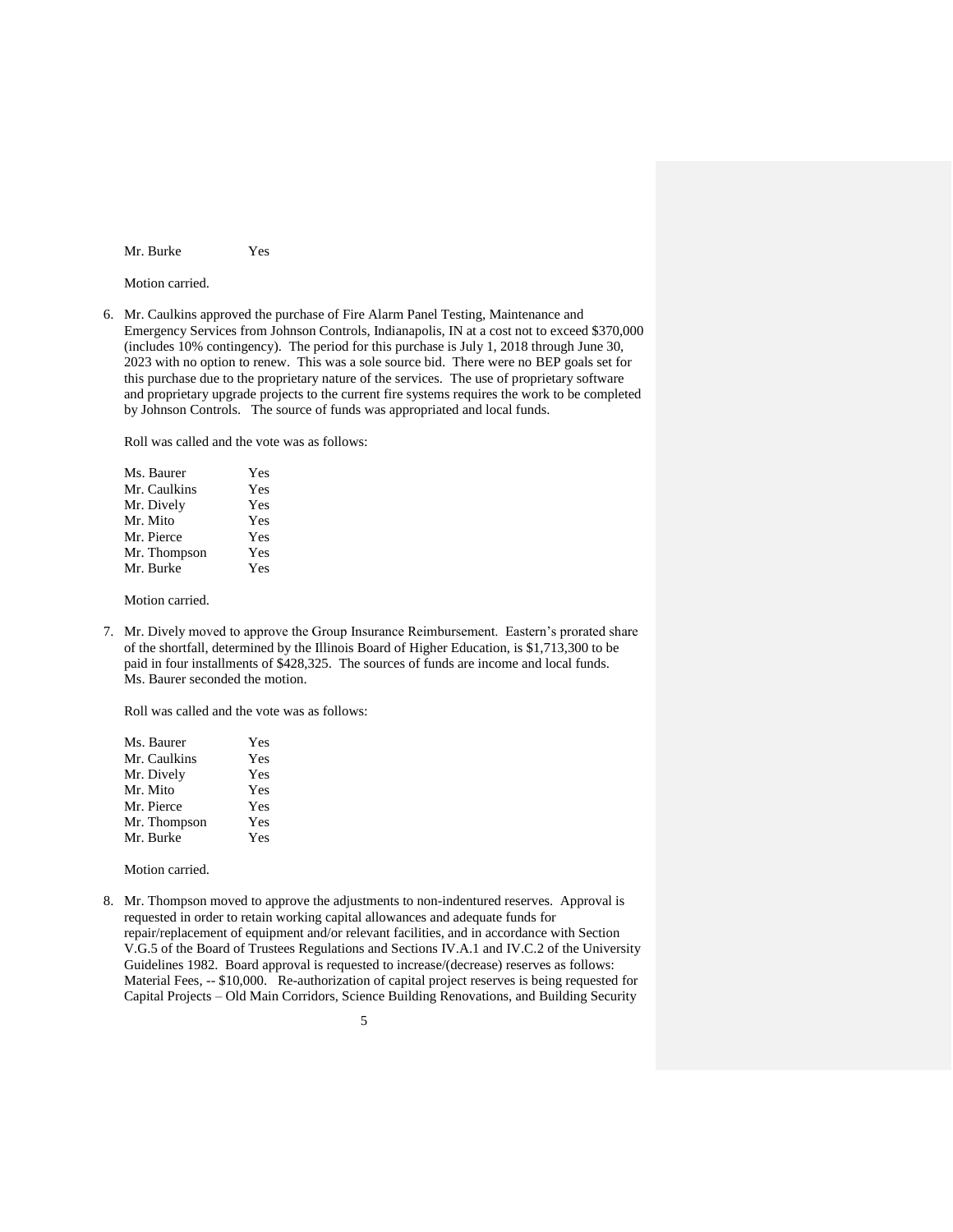| | |
|---|---|
| Mr. Burke | Yes |

Motion carried.

6. Mr. Caulkins approved the purchase of Fire Alarm Panel Testing, Maintenance and Emergency Services from Johnson Controls, Indianapolis, IN at a cost not to exceed $370,000 (includes 10% contingency). The period for this purchase is July 1, 2018 through June 30, 2023 with no option to renew. This was a sole source bid. There were no BEP goals set for this purchase due to the proprietary nature of the services. The use of proprietary software and proprietary upgrade projects to the current fire systems requires the work to be completed by Johnson Controls. The source of funds was appropriated and local funds.

   Roll was called and the vote was as follows:

   | | |
   |---|---|
   | Ms. Baurer | Yes |
   | Mr. Caulkins | Yes |
   | Mr. Dively | Yes |
   | Mr. Mito | Yes |
   | Mr. Pierce | Yes |
   | Mr. Thompson | Yes |
   | Mr. Burke | Yes |

   Motion carried.

7. Mr. Dively moved to approve the Group Insurance Reimbursement. Eastern's prorated share of the shortfall, determined by the Illinois Board of Higher Education, is $1,713,300 to be paid in four installments of $428,325. The sources of funds are income and local funds. Ms. Baurer seconded the motion.

   Roll was called and the vote was as follows:

   | | |
   |---|---|
   | Ms. Baurer | Yes |
   | Mr. Caulkins | Yes |
   | Mr. Dively | Yes |
   | Mr. Mito | Yes |
   | Mr. Pierce | Yes |
   | Mr. Thompson | Yes |
   | Mr. Burke | Yes |

   Motion carried.

8. Mr. Thompson moved to approve the adjustments to non-indentured reserves. Approval is requested in order to retain working capital allowances and adequate funds for repair/replacement of equipment and/or relevant facilities, and in accordance with Section V.G.5 of the Board of Trustees Regulations and Sections IV.A.1 and IV.C.2 of the University Guidelines 1982. Board approval is requested to increase/(decrease) reserves as follows: Material Fees, -- $10,000. Re-authorization of capital project reserves is being requested for Capital Projects – Old Main Corridors, Science Building Renovations, and Building Security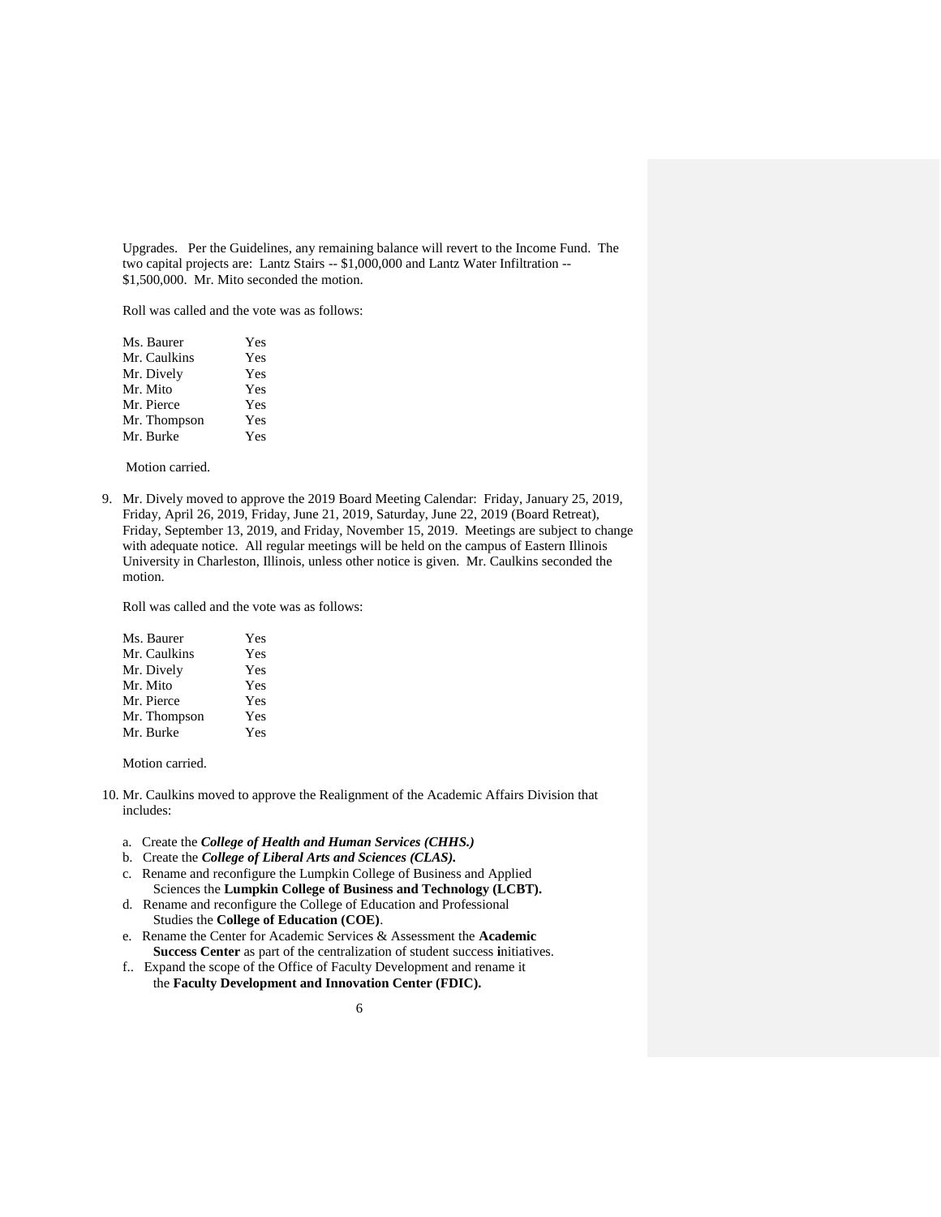Upgrades. Per the Guidelines, any remaining balance will revert to the Income Fund. The two capital projects are: Lantz Stairs -- $1,000,000 and Lantz Water Infiltration -- $1,500,000. Mr. Mito seconded the motion.

Roll was called and the vote was as follows:

| | |
|---|---|
| Ms. Baurer | Yes |
| Mr. Caulkins | Yes |
| Mr. Dively | Yes |
| Mr. Mito | Yes |
| Mr. Pierce | Yes |
| Mr. Thompson | Yes |
| Mr. Burke | Yes |

Motion carried.

9. Mr. Dively moved to approve the 2019 Board Meeting Calendar: Friday, January 25, 2019, Friday, April 26, 2019, Friday, June 21, 2019, Saturday, June 22, 2019 (Board Retreat), Friday, September 13, 2019, and Friday, November 15, 2019. Meetings are subject to change with adequate notice. All regular meetings will be held on the campus of Eastern Illinois University in Charleston, Illinois, unless other notice is given. Mr. Caulkins seconded the motion.

   Roll was called and the vote was as follows:

   | | |
   |---|---|
   | Ms. Baurer | Yes |
   | Mr. Caulkins | Yes |
   | Mr. Dively | Yes |
   | Mr. Mito | Yes |
   | Mr. Pierce | Yes |
   | Mr. Thompson | Yes |
   | Mr. Burke | Yes |

   Motion carried.

10. Mr. Caulkins moved to approve the Realignment of the Academic Affairs Division that includes:

    a. Create the ***College of Health and Human Services (CHHS.)***
    b. Create the ***College of Liberal Arts and Sciences (CLAS).***
    c. Rename and reconfigure the Lumpkin College of Business and Applied Sciences the **Lumpkin College of Business and Technology (LCBT).**
    d. Rename and reconfigure the College of Education and Professional Studies the **College of Education (COE)**.
    e. Rename the Center for Academic Services & Assessment the **Academic Success Center** as part of the centralization of student success **i**nitiatives.
    f.. Expand the scope of the Office of Faculty Development and rename it the **Faculty Development and Innovation Center (FDIC).**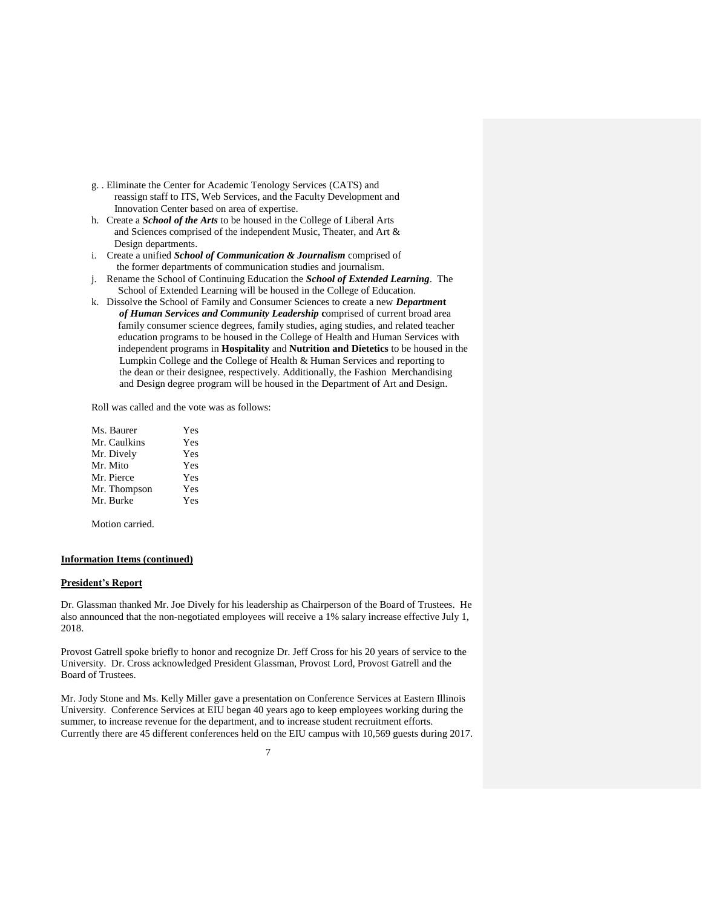g. . Eliminate the Center for Academic Tenology Services (CATS) and reassign staff to ITS, Web Services, and the Faculty Development and Innovation Center based on area of expertise.

h. Create a ***School of the Arts*** to be housed in the College of Liberal Arts and Sciences comprised of the independent Music, Theater, and Art & Design departments.

i. Create a unified ***School of Communication & Journalism*** comprised of the former departments of communication studies and journalism.

j. Rename the School of Continuing Education the ***School of Extended Learning***. The School of Extended Learning will be housed in the College of Education.

k. Dissolve the School of Family and Consumer Sciences to create a new ***Department of Human Services and Community Leadership*** **c**omprised of current broad area family consumer science degrees, family studies, aging studies, and related teacher education programs to be housed in the College of Health and Human Services with independent programs in **Hospitality** and **Nutrition and Dietetics** to be housed in the Lumpkin College and the College of Health & Human Services and reporting to the dean or their designee, respectively. Additionally, the Fashion Merchandising and Design degree program will be housed in the Department of Art and Design.

Roll was called and the vote was as follows:

| | |
|---|---|
| Ms. Baurer | Yes |
| Mr. Caulkins | Yes |
| Mr. Dively | Yes |
| Mr. Mito | Yes |
| Mr. Pierce | Yes |
| Mr. Thompson | Yes |
| Mr. Burke | Yes |

Motion carried.

**Information Items (continued)**

**President's Report**

Dr. Glassman thanked Mr. Joe Dively for his leadership as Chairperson of the Board of Trustees. He also announced that the non-negotiated employees will receive a 1% salary increase effective July 1, 2018.

Provost Gatrell spoke briefly to honor and recognize Dr. Jeff Cross for his 20 years of service to the University. Dr. Cross acknowledged President Glassman, Provost Lord, Provost Gatrell and the Board of Trustees.

Mr. Jody Stone and Ms. Kelly Miller gave a presentation on Conference Services at Eastern Illinois University. Conference Services at EIU began 40 years ago to keep employees working during the summer, to increase revenue for the department, and to increase student recruitment efforts. Currently there are 45 different conferences held on the EIU campus with 10,569 guests during 2017.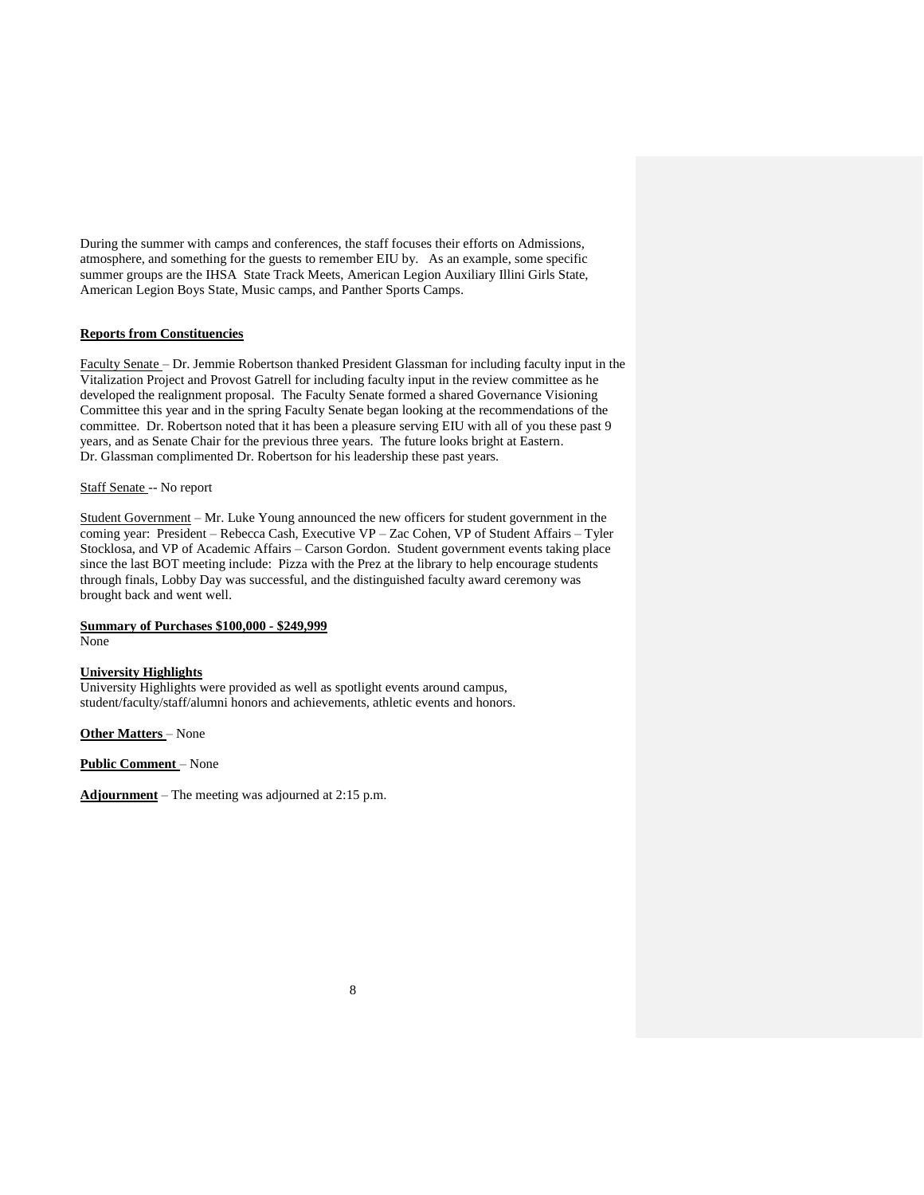During the summer with camps and conferences, the staff focuses their efforts on Admissions, atmosphere, and something for the guests to remember EIU by. As an example, some specific summer groups are the IHSA State Track Meets, American Legion Auxiliary Illini Girls State, American Legion Boys State, Music camps, and Panther Sports Camps.

**Reports from Constituencies**

Faculty Senate – Dr. Jemmie Robertson thanked President Glassman for including faculty input in the Vitalization Project and Provost Gatrell for including faculty input in the review committee as he developed the realignment proposal. The Faculty Senate formed a shared Governance Visioning Committee this year and in the spring Faculty Senate began looking at the recommendations of the committee. Dr. Robertson noted that it has been a pleasure serving EIU with all of you these past 9 years, and as Senate Chair for the previous three years. The future looks bright at Eastern. Dr. Glassman complimented Dr. Robertson for his leadership these past years.

Staff Senate -- No report

Student Government – Mr. Luke Young announced the new officers for student government in the coming year: President – Rebecca Cash, Executive VP – Zac Cohen, VP of Student Affairs – Tyler Stocklosa, and VP of Academic Affairs – Carson Gordon. Student government events taking place since the last BOT meeting include: Pizza with the Prez at the library to help encourage students through finals, Lobby Day was successful, and the distinguished faculty award ceremony was brought back and went well.

**Summary of Purchases $100,000 - $249,999**
None

**University Highlights**
University Highlights were provided as well as spotlight events around campus, student/faculty/staff/alumni honors and achievements, athletic events and honors.

**Other Matters** – None

**Public Comment** – None

**Adjournment** – The meeting was adjourned at 2:15 p.m.